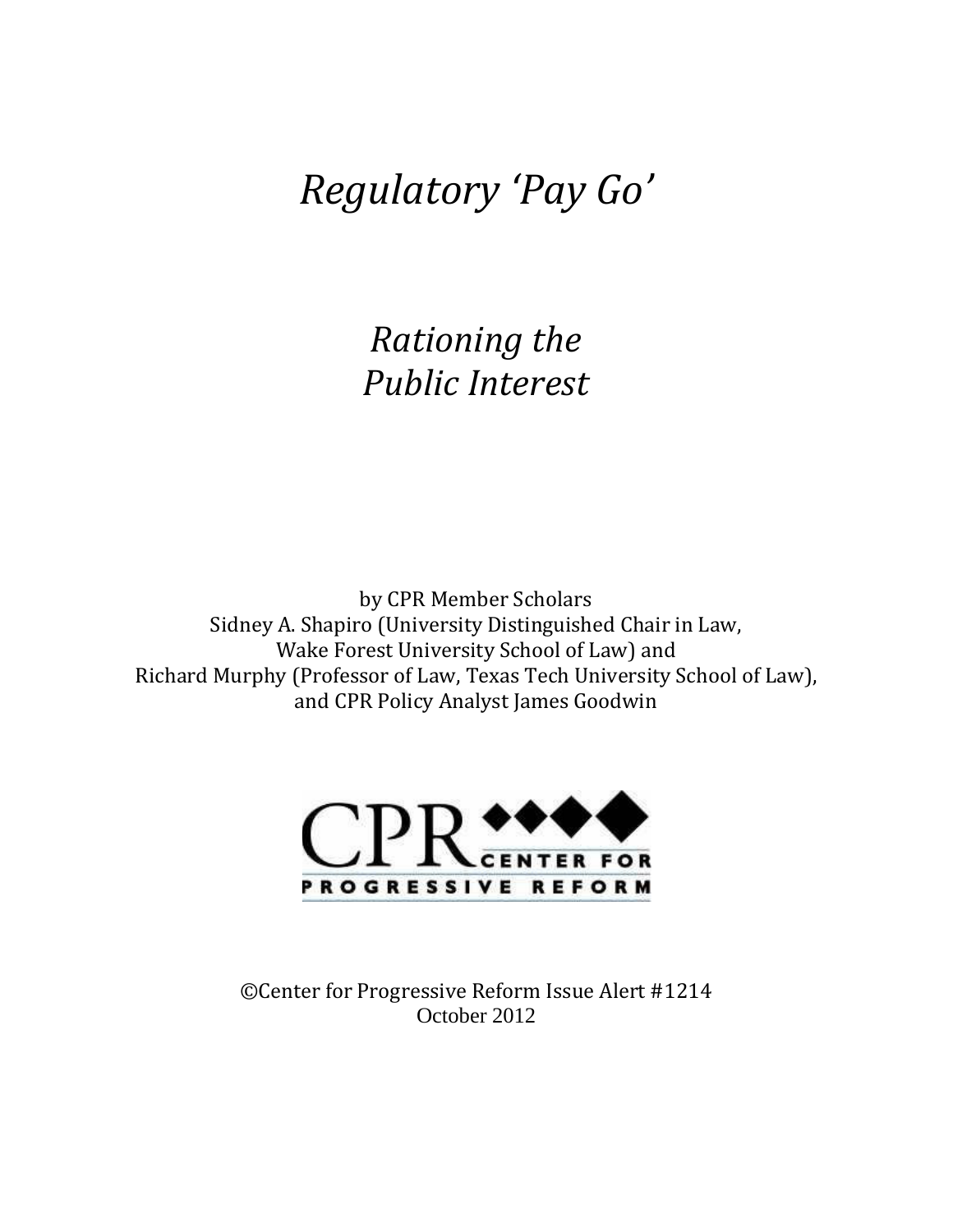# *Regulatory 'Pay Go'*

## *Rationing the Public Interest*

by CPR Member Scholars
Sidney A. Shapiro (University Distinguished Chair in Law, Wake Forest University School of Law) and
Richard Murphy (Professor of Law, Texas Tech University School of Law),
and CPR Policy Analyst James Goodwin

CPR CENTER FOR PROGRESSIVE REFORM

©Center for Progressive Reform Issue Alert #1214
October 2012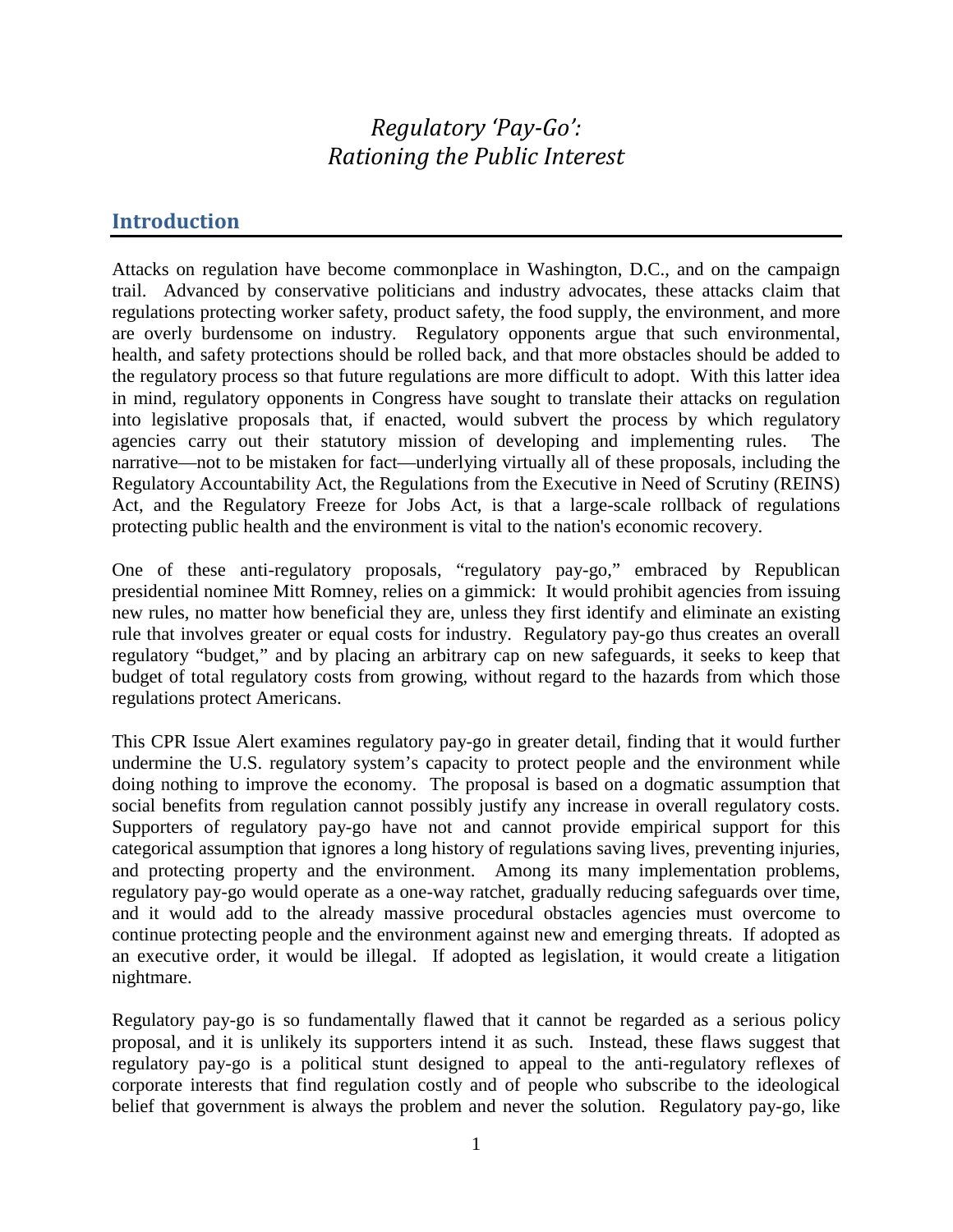# *Regulatory 'Pay-Go': Rationing the Public Interest*

## Introduction

Attacks on regulation have become commonplace in Washington, D.C., and on the campaign trail. Advanced by conservative politicians and industry advocates, these attacks claim that regulations protecting worker safety, product safety, the food supply, the environment, and more are overly burdensome on industry. Regulatory opponents argue that such environmental, health, and safety protections should be rolled back, and that more obstacles should be added to the regulatory process so that future regulations are more difficult to adopt. With this latter idea in mind, regulatory opponents in Congress have sought to translate their attacks on regulation into legislative proposals that, if enacted, would subvert the process by which regulatory agencies carry out their statutory mission of developing and implementing rules. The narrative—not to be mistaken for fact—underlying virtually all of these proposals, including the Regulatory Accountability Act, the Regulations from the Executive in Need of Scrutiny (REINS) Act, and the Regulatory Freeze for Jobs Act, is that a large-scale rollback of regulations protecting public health and the environment is vital to the nation's economic recovery.

One of these anti-regulatory proposals, "regulatory pay-go," embraced by Republican presidential nominee Mitt Romney, relies on a gimmick: It would prohibit agencies from issuing new rules, no matter how beneficial they are, unless they first identify and eliminate an existing rule that involves greater or equal costs for industry. Regulatory pay-go thus creates an overall regulatory "budget," and by placing an arbitrary cap on new safeguards, it seeks to keep that budget of total regulatory costs from growing, without regard to the hazards from which those regulations protect Americans.

This CPR Issue Alert examines regulatory pay-go in greater detail, finding that it would further undermine the U.S. regulatory system's capacity to protect people and the environment while doing nothing to improve the economy. The proposal is based on a dogmatic assumption that social benefits from regulation cannot possibly justify any increase in overall regulatory costs. Supporters of regulatory pay-go have not and cannot provide empirical support for this categorical assumption that ignores a long history of regulations saving lives, preventing injuries, and protecting property and the environment. Among its many implementation problems, regulatory pay-go would operate as a one-way ratchet, gradually reducing safeguards over time, and it would add to the already massive procedural obstacles agencies must overcome to continue protecting people and the environment against new and emerging threats. If adopted as an executive order, it would be illegal. If adopted as legislation, it would create a litigation nightmare.

Regulatory pay-go is so fundamentally flawed that it cannot be regarded as a serious policy proposal, and it is unlikely its supporters intend it as such. Instead, these flaws suggest that regulatory pay-go is a political stunt designed to appeal to the anti-regulatory reflexes of corporate interests that find regulation costly and of people who subscribe to the ideological belief that government is always the problem and never the solution. Regulatory pay-go, like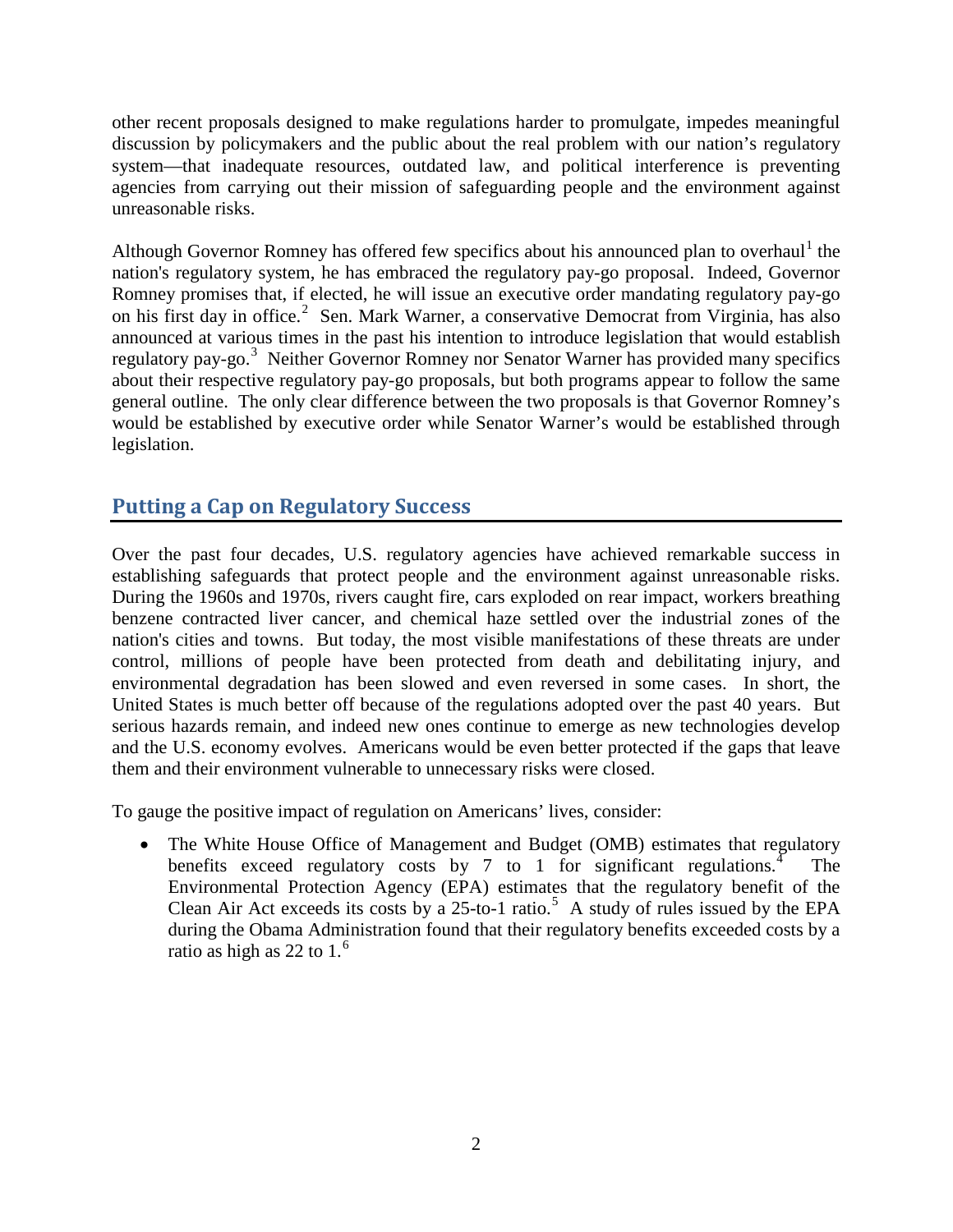other recent proposals designed to make regulations harder to promulgate, impedes meaningful discussion by policymakers and the public about the real problem with our nation's regulatory system—that inadequate resources, outdated law, and political interference is preventing agencies from carrying out their mission of safeguarding people and the environment against unreasonable risks.

Although Governor Romney has offered few specifics about his announced plan to overhaul[1] the nation's regulatory system, he has embraced the regulatory pay-go proposal. Indeed, Governor Romney promises that, if elected, he will issue an executive order mandating regulatory pay-go on his first day in office.[2] Sen. Mark Warner, a conservative Democrat from Virginia, has also announced at various times in the past his intention to introduce legislation that would establish regulatory pay-go.[3] Neither Governor Romney nor Senator Warner has provided many specifics about their respective regulatory pay-go proposals, but both programs appear to follow the same general outline. The only clear difference between the two proposals is that Governor Romney's would be established by executive order while Senator Warner's would be established through legislation.

## Putting a Cap on Regulatory Success

Over the past four decades, U.S. regulatory agencies have achieved remarkable success in establishing safeguards that protect people and the environment against unreasonable risks. During the 1960s and 1970s, rivers caught fire, cars exploded on rear impact, workers breathing benzene contracted liver cancer, and chemical haze settled over the industrial zones of the nation's cities and towns. But today, the most visible manifestations of these threats are under control, millions of people have been protected from death and debilitating injury, and environmental degradation has been slowed and even reversed in some cases. In short, the United States is much better off because of the regulations adopted over the past 40 years. But serious hazards remain, and indeed new ones continue to emerge as new technologies develop and the U.S. economy evolves. Americans would be even better protected if the gaps that leave them and their environment vulnerable to unnecessary risks were closed.

To gauge the positive impact of regulation on Americans' lives, consider:

- The White House Office of Management and Budget (OMB) estimates that regulatory benefits exceed regulatory costs by 7 to 1 for significant regulations.[4] The Environmental Protection Agency (EPA) estimates that the regulatory benefit of the Clean Air Act exceeds its costs by a 25-to-1 ratio.[5] A study of rules issued by the EPA during the Obama Administration found that their regulatory benefits exceeded costs by a ratio as high as 22 to 1.[6]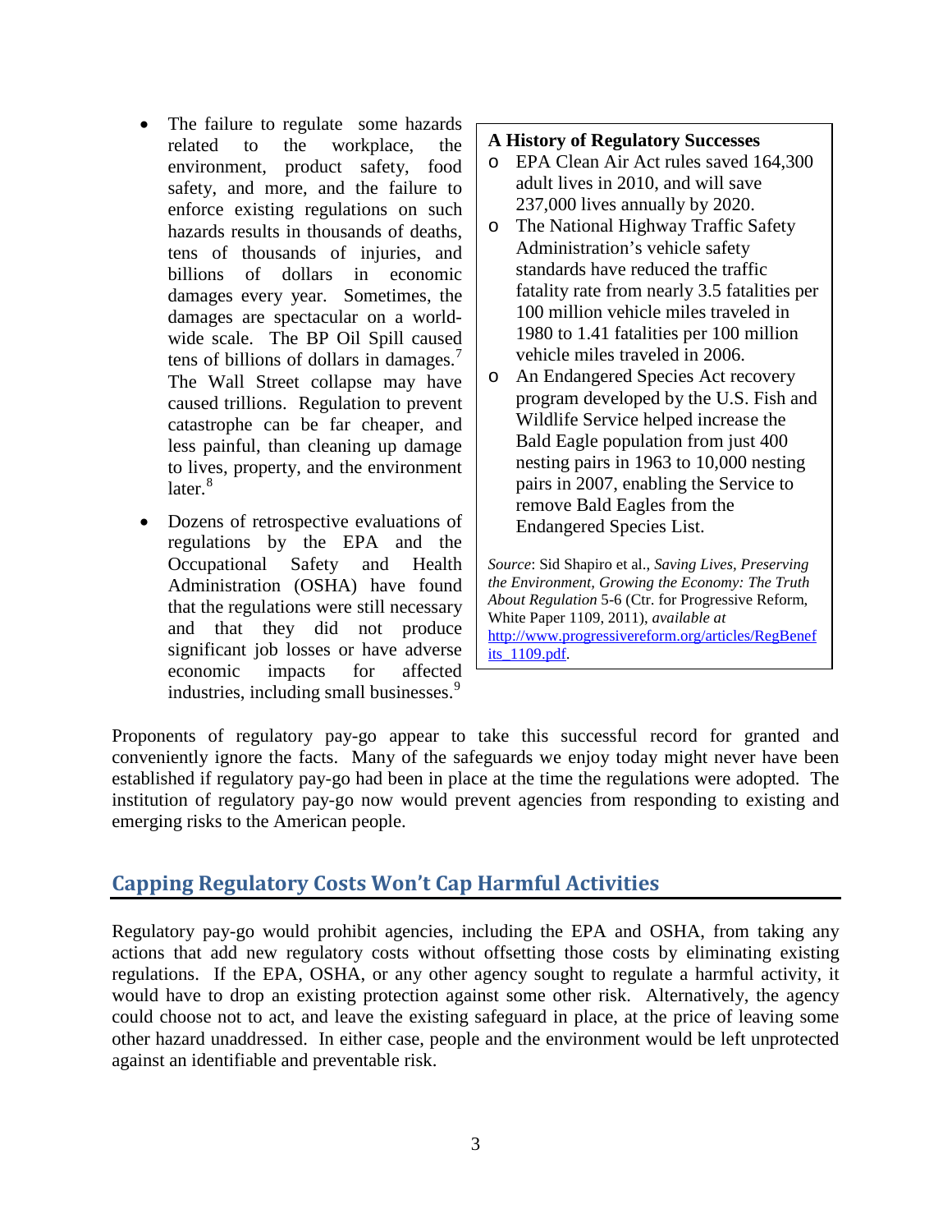- The failure to regulate some hazards related to the workplace, the environment, product safety, food safety, and more, and the failure to enforce existing regulations on such hazards results in thousands of deaths, tens of thousands of injuries, and billions of dollars in economic damages every year. Sometimes, the damages are spectacular on a world-wide scale. The BP Oil Spill caused tens of billions of dollars in damages.[7] The Wall Street collapse may have caused trillions. Regulation to prevent catastrophe can be far cheaper, and less painful, than cleaning up damage to lives, property, and the environment later.[8]

- Dozens of retrospective evaluations of regulations by the EPA and the Occupational Safety and Health Administration (OSHA) have found that the regulations were still necessary and that they did not produce significant job losses or have adverse economic impacts for affected industries, including small businesses.[9]

**A History of Regulatory Successes**

- EPA Clean Air Act rules saved 164,300 adult lives in 2010, and will save 237,000 lives annually by 2020.
- The National Highway Traffic Safety Administration's vehicle safety standards have reduced the traffic fatality rate from nearly 3.5 fatalities per 100 million vehicle miles traveled in 1980 to 1.41 fatalities per 100 million vehicle miles traveled in 2006.
- An Endangered Species Act recovery program developed by the U.S. Fish and Wildlife Service helped increase the Bald Eagle population from just 400 nesting pairs in 1963 to 10,000 nesting pairs in 2007, enabling the Service to remove Bald Eagles from the Endangered Species List.

*Source*: Sid Shapiro et al., *Saving Lives, Preserving the Environment, Growing the Economy: The Truth About Regulation* 5-6 (Ctr. for Progressive Reform, White Paper 1109, 2011), *available at* http://www.progressivereform.org/articles/RegBenefits_1109.pdf.

Proponents of regulatory pay-go appear to take this successful record for granted and conveniently ignore the facts. Many of the safeguards we enjoy today might never have been established if regulatory pay-go had been in place at the time the regulations were adopted. The institution of regulatory pay-go now would prevent agencies from responding to existing and emerging risks to the American people.

## Capping Regulatory Costs Won't Cap Harmful Activities

Regulatory pay-go would prohibit agencies, including the EPA and OSHA, from taking any actions that add new regulatory costs without offsetting those costs by eliminating existing regulations. If the EPA, OSHA, or any other agency sought to regulate a harmful activity, it would have to drop an existing protection against some other risk. Alternatively, the agency could choose not to act, and leave the existing safeguard in place, at the price of leaving some other hazard unaddressed. In either case, people and the environment would be left unprotected against an identifiable and preventable risk.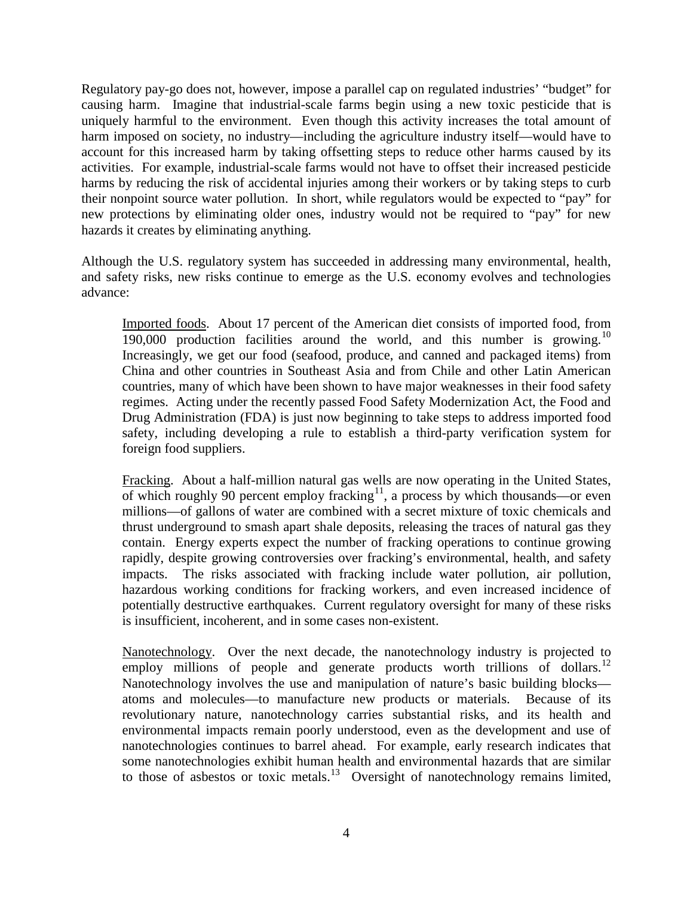Regulatory pay-go does not, however, impose a parallel cap on regulated industries' "budget" for causing harm. Imagine that industrial-scale farms begin using a new toxic pesticide that is uniquely harmful to the environment. Even though this activity increases the total amount of harm imposed on society, no industry—including the agriculture industry itself—would have to account for this increased harm by taking offsetting steps to reduce other harms caused by its activities. For example, industrial-scale farms would not have to offset their increased pesticide harms by reducing the risk of accidental injuries among their workers or by taking steps to curb their nonpoint source water pollution. In short, while regulators would be expected to "pay" for new protections by eliminating older ones, industry would not be required to "pay" for new hazards it creates by eliminating anything.

Although the U.S. regulatory system has succeeded in addressing many environmental, health, and safety risks, new risks continue to emerge as the U.S. economy evolves and technologies advance:

> Imported foods. About 17 percent of the American diet consists of imported food, from 190,000 production facilities around the world, and this number is growing.[10] Increasingly, we get our food (seafood, produce, and canned and packaged items) from China and other countries in Southeast Asia and from Chile and other Latin American countries, many of which have been shown to have major weaknesses in their food safety regimes. Acting under the recently passed Food Safety Modernization Act, the Food and Drug Administration (FDA) is just now beginning to take steps to address imported food safety, including developing a rule to establish a third-party verification system for foreign food suppliers.
>
> Fracking. About a half-million natural gas wells are now operating in the United States, of which roughly 90 percent employ fracking[11], a process by which thousands—or even millions—of gallons of water are combined with a secret mixture of toxic chemicals and thrust underground to smash apart shale deposits, releasing the traces of natural gas they contain. Energy experts expect the number of fracking operations to continue growing rapidly, despite growing controversies over fracking's environmental, health, and safety impacts. The risks associated with fracking include water pollution, air pollution, hazardous working conditions for fracking workers, and even increased incidence of potentially destructive earthquakes. Current regulatory oversight for many of these risks is insufficient, incoherent, and in some cases non-existent.
>
> Nanotechnology. Over the next decade, the nanotechnology industry is projected to employ millions of people and generate products worth trillions of dollars.[12] Nanotechnology involves the use and manipulation of nature's basic building blocks—atoms and molecules—to manufacture new products or materials. Because of its revolutionary nature, nanotechnology carries substantial risks, and its health and environmental impacts remain poorly understood, even as the development and use of nanotechnologies continues to barrel ahead. For example, early research indicates that some nanotechnologies exhibit human health and environmental hazards that are similar to those of asbestos or toxic metals.[13] Oversight of nanotechnology remains limited,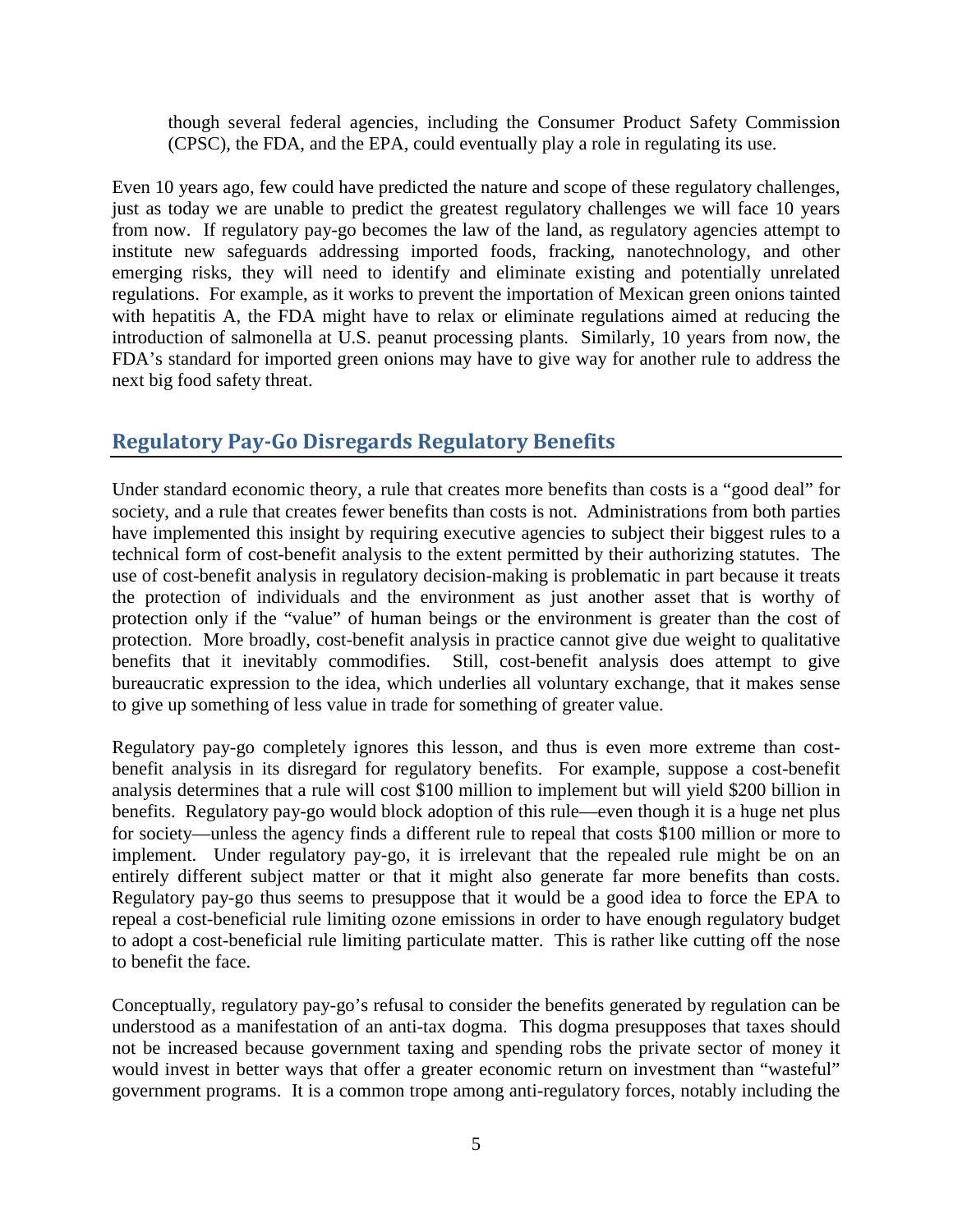though several federal agencies, including the Consumer Product Safety Commission (CPSC), the FDA, and the EPA, could eventually play a role in regulating its use.

Even 10 years ago, few could have predicted the nature and scope of these regulatory challenges, just as today we are unable to predict the greatest regulatory challenges we will face 10 years from now. If regulatory pay-go becomes the law of the land, as regulatory agencies attempt to institute new safeguards addressing imported foods, fracking, nanotechnology, and other emerging risks, they will need to identify and eliminate existing and potentially unrelated regulations. For example, as it works to prevent the importation of Mexican green onions tainted with hepatitis A, the FDA might have to relax or eliminate regulations aimed at reducing the introduction of salmonella at U.S. peanut processing plants. Similarly, 10 years from now, the FDA's standard for imported green onions may have to give way for another rule to address the next big food safety threat.

## Regulatory Pay-Go Disregards Regulatory Benefits

Under standard economic theory, a rule that creates more benefits than costs is a "good deal" for society, and a rule that creates fewer benefits than costs is not. Administrations from both parties have implemented this insight by requiring executive agencies to subject their biggest rules to a technical form of cost-benefit analysis to the extent permitted by their authorizing statutes. The use of cost-benefit analysis in regulatory decision-making is problematic in part because it treats the protection of individuals and the environment as just another asset that is worthy of protection only if the "value" of human beings or the environment is greater than the cost of protection. More broadly, cost-benefit analysis in practice cannot give due weight to qualitative benefits that it inevitably commodifies. Still, cost-benefit analysis does attempt to give bureaucratic expression to the idea, which underlies all voluntary exchange, that it makes sense to give up something of less value in trade for something of greater value.

Regulatory pay-go completely ignores this lesson, and thus is even more extreme than cost-benefit analysis in its disregard for regulatory benefits. For example, suppose a cost-benefit analysis determines that a rule will cost $100 million to implement but will yield $200 billion in benefits. Regulatory pay-go would block adoption of this rule—even though it is a huge net plus for society—unless the agency finds a different rule to repeal that costs $100 million or more to implement. Under regulatory pay-go, it is irrelevant that the repealed rule might be on an entirely different subject matter or that it might also generate far more benefits than costs. Regulatory pay-go thus seems to presuppose that it would be a good idea to force the EPA to repeal a cost-beneficial rule limiting ozone emissions in order to have enough regulatory budget to adopt a cost-beneficial rule limiting particulate matter. This is rather like cutting off the nose to benefit the face.

Conceptually, regulatory pay-go's refusal to consider the benefits generated by regulation can be understood as a manifestation of an anti-tax dogma. This dogma presupposes that taxes should not be increased because government taxing and spending robs the private sector of money it would invest in better ways that offer a greater economic return on investment than "wasteful" government programs. It is a common trope among anti-regulatory forces, notably including the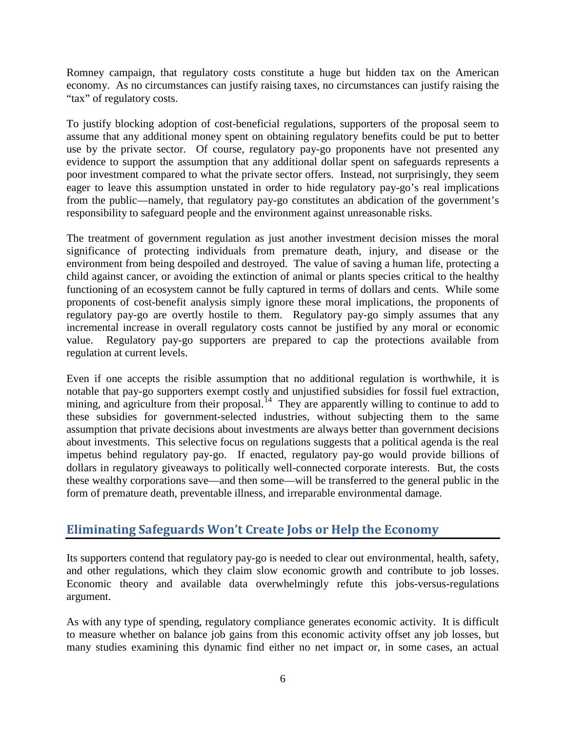Romney campaign, that regulatory costs constitute a huge but hidden tax on the American economy. As no circumstances can justify raising taxes, no circumstances can justify raising the "tax" of regulatory costs.

To justify blocking adoption of cost-beneficial regulations, supporters of the proposal seem to assume that any additional money spent on obtaining regulatory benefits could be put to better use by the private sector. Of course, regulatory pay-go proponents have not presented any evidence to support the assumption that any additional dollar spent on safeguards represents a poor investment compared to what the private sector offers. Instead, not surprisingly, they seem eager to leave this assumption unstated in order to hide regulatory pay-go's real implications from the public—namely, that regulatory pay-go constitutes an abdication of the government's responsibility to safeguard people and the environment against unreasonable risks.

The treatment of government regulation as just another investment decision misses the moral significance of protecting individuals from premature death, injury, and disease or the environment from being despoiled and destroyed. The value of saving a human life, protecting a child against cancer, or avoiding the extinction of animal or plants species critical to the healthy functioning of an ecosystem cannot be fully captured in terms of dollars and cents. While some proponents of cost-benefit analysis simply ignore these moral implications, the proponents of regulatory pay-go are overtly hostile to them. Regulatory pay-go simply assumes that any incremental increase in overall regulatory costs cannot be justified by any moral or economic value. Regulatory pay-go supporters are prepared to cap the protections available from regulation at current levels.

Even if one accepts the risible assumption that no additional regulation is worthwhile, it is notable that pay-go supporters exempt costly and unjustified subsidies for fossil fuel extraction, mining, and agriculture from their proposal.[14] They are apparently willing to continue to add to these subsidies for government-selected industries, without subjecting them to the same assumption that private decisions about investments are always better than government decisions about investments. This selective focus on regulations suggests that a political agenda is the real impetus behind regulatory pay-go. If enacted, regulatory pay-go would provide billions of dollars in regulatory giveaways to politically well-connected corporate interests. But, the costs these wealthy corporations save—and then some—will be transferred to the general public in the form of premature death, preventable illness, and irreparable environmental damage.

## Eliminating Safeguards Won't Create Jobs or Help the Economy

Its supporters contend that regulatory pay-go is needed to clear out environmental, health, safety, and other regulations, which they claim slow economic growth and contribute to job losses. Economic theory and available data overwhelmingly refute this jobs-versus-regulations argument.

As with any type of spending, regulatory compliance generates economic activity. It is difficult to measure whether on balance job gains from this economic activity offset any job losses, but many studies examining this dynamic find either no net impact or, in some cases, an actual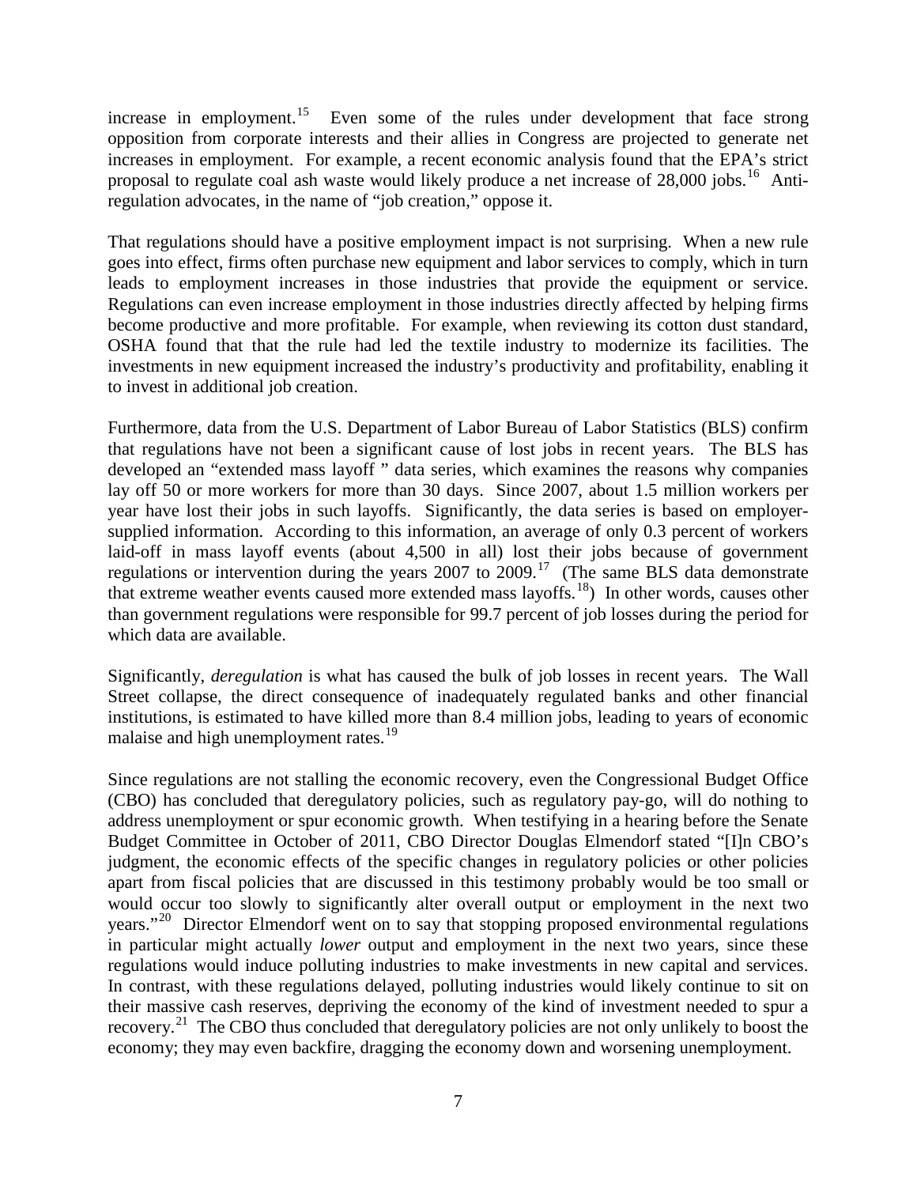increase in employment.[15] Even some of the rules under development that face strong opposition from corporate interests and their allies in Congress are projected to generate net increases in employment. For example, a recent economic analysis found that the EPA's strict proposal to regulate coal ash waste would likely produce a net increase of 28,000 jobs.[16] Anti-regulation advocates, in the name of "job creation," oppose it.

That regulations should have a positive employment impact is not surprising. When a new rule goes into effect, firms often purchase new equipment and labor services to comply, which in turn leads to employment increases in those industries that provide the equipment or service. Regulations can even increase employment in those industries directly affected by helping firms become productive and more profitable. For example, when reviewing its cotton dust standard, OSHA found that that the rule had led the textile industry to modernize its facilities. The investments in new equipment increased the industry's productivity and profitability, enabling it to invest in additional job creation.

Furthermore, data from the U.S. Department of Labor Bureau of Labor Statistics (BLS) confirm that regulations have not been a significant cause of lost jobs in recent years. The BLS has developed an "extended mass layoff " data series, which examines the reasons why companies lay off 50 or more workers for more than 30 days. Since 2007, about 1.5 million workers per year have lost their jobs in such layoffs. Significantly, the data series is based on employer-supplied information. According to this information, an average of only 0.3 percent of workers laid-off in mass layoff events (about 4,500 in all) lost their jobs because of government regulations or intervention during the years 2007 to 2009.[17] (The same BLS data demonstrate that extreme weather events caused more extended mass layoffs.[18]) In other words, causes other than government regulations were responsible for 99.7 percent of job losses during the period for which data are available.

Significantly, *deregulation* is what has caused the bulk of job losses in recent years. The Wall Street collapse, the direct consequence of inadequately regulated banks and other financial institutions, is estimated to have killed more than 8.4 million jobs, leading to years of economic malaise and high unemployment rates.[19]

Since regulations are not stalling the economic recovery, even the Congressional Budget Office (CBO) has concluded that deregulatory policies, such as regulatory pay-go, will do nothing to address unemployment or spur economic growth. When testifying in a hearing before the Senate Budget Committee in October of 2011, CBO Director Douglas Elmendorf stated "[I]n CBO's judgment, the economic effects of the specific changes in regulatory policies or other policies apart from fiscal policies that are discussed in this testimony probably would be too small or would occur too slowly to significantly alter overall output or employment in the next two years."[20] Director Elmendorf went on to say that stopping proposed environmental regulations in particular might actually *lower* output and employment in the next two years, since these regulations would induce polluting industries to make investments in new capital and services. In contrast, with these regulations delayed, polluting industries would likely continue to sit on their massive cash reserves, depriving the economy of the kind of investment needed to spur a recovery.[21] The CBO thus concluded that deregulatory policies are not only unlikely to boost the economy; they may even backfire, dragging the economy down and worsening unemployment.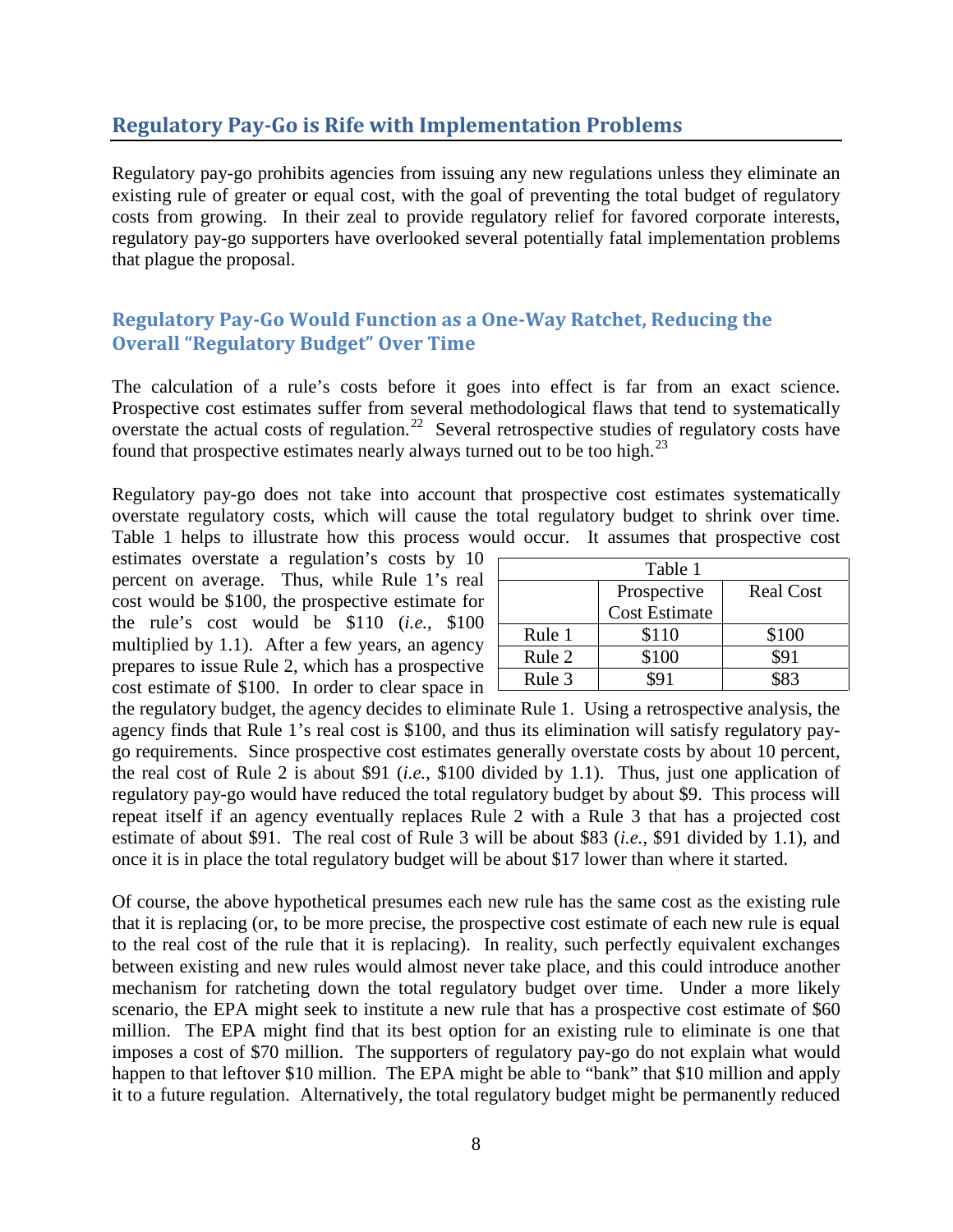## Regulatory Pay-Go is Rife with Implementation Problems

Regulatory pay-go prohibits agencies from issuing any new regulations unless they eliminate an existing rule of greater or equal cost, with the goal of preventing the total budget of regulatory costs from growing. In their zeal to provide regulatory relief for favored corporate interests, regulatory pay-go supporters have overlooked several potentially fatal implementation problems that plague the proposal.

### Regulatory Pay-Go Would Function as a One-Way Ratchet, Reducing the Overall "Regulatory Budget" Over Time

The calculation of a rule's costs before it goes into effect is far from an exact science. Prospective cost estimates suffer from several methodological flaws that tend to systematically overstate the actual costs of regulation.[22] Several retrospective studies of regulatory costs have found that prospective estimates nearly always turned out to be too high.[23]

Regulatory pay-go does not take into account that prospective cost estimates systematically overstate regulatory costs, which will cause the total regulatory budget to shrink over time. Table 1 helps to illustrate how this process would occur. It assumes that prospective cost estimates overstate a regulation's costs by 10 percent on average. Thus, while Rule 1's real cost would be $100, the prospective estimate for the rule's cost would be $110 (*i.e.*, $100 multiplied by 1.1). After a few years, an agency prepares to issue Rule 2, which has a prospective cost estimate of $100. In order to clear space in the regulatory budget, the agency decides to eliminate Rule 1. Using a retrospective analysis, the agency finds that Rule 1's real cost is $100, and thus its elimination will satisfy regulatory pay-go requirements. Since prospective cost estimates generally overstate costs by about 10 percent, the real cost of Rule 2 is about $91 (*i.e.*, $100 divided by 1.1). Thus, just one application of regulatory pay-go would have reduced the total regulatory budget by about $9. This process will repeat itself if an agency eventually replaces Rule 2 with a Rule 3 that has a projected cost estimate of about $91. The real cost of Rule 3 will be about $83 (*i.e.*, $91 divided by 1.1), and once it is in place the total regulatory budget will be about $17 lower than where it started.

Table 1

| | Prospective Cost Estimate | Real Cost |
|---|---|---|
| Rule 1 | $110 | $100 |
| Rule 2 | $100 | $91 |
| Rule 3 | $91 | $83 |

Of course, the above hypothetical presumes each new rule has the same cost as the existing rule that it is replacing (or, to be more precise, the prospective cost estimate of each new rule is equal to the real cost of the rule that it is replacing). In reality, such perfectly equivalent exchanges between existing and new rules would almost never take place, and this could introduce another mechanism for ratcheting down the total regulatory budget over time. Under a more likely scenario, the EPA might seek to institute a new rule that has a prospective cost estimate of $60 million. The EPA might find that its best option for an existing rule to eliminate is one that imposes a cost of $70 million. The supporters of regulatory pay-go do not explain what would happen to that leftover $10 million. The EPA might be able to "bank" that $10 million and apply it to a future regulation. Alternatively, the total regulatory budget might be permanently reduced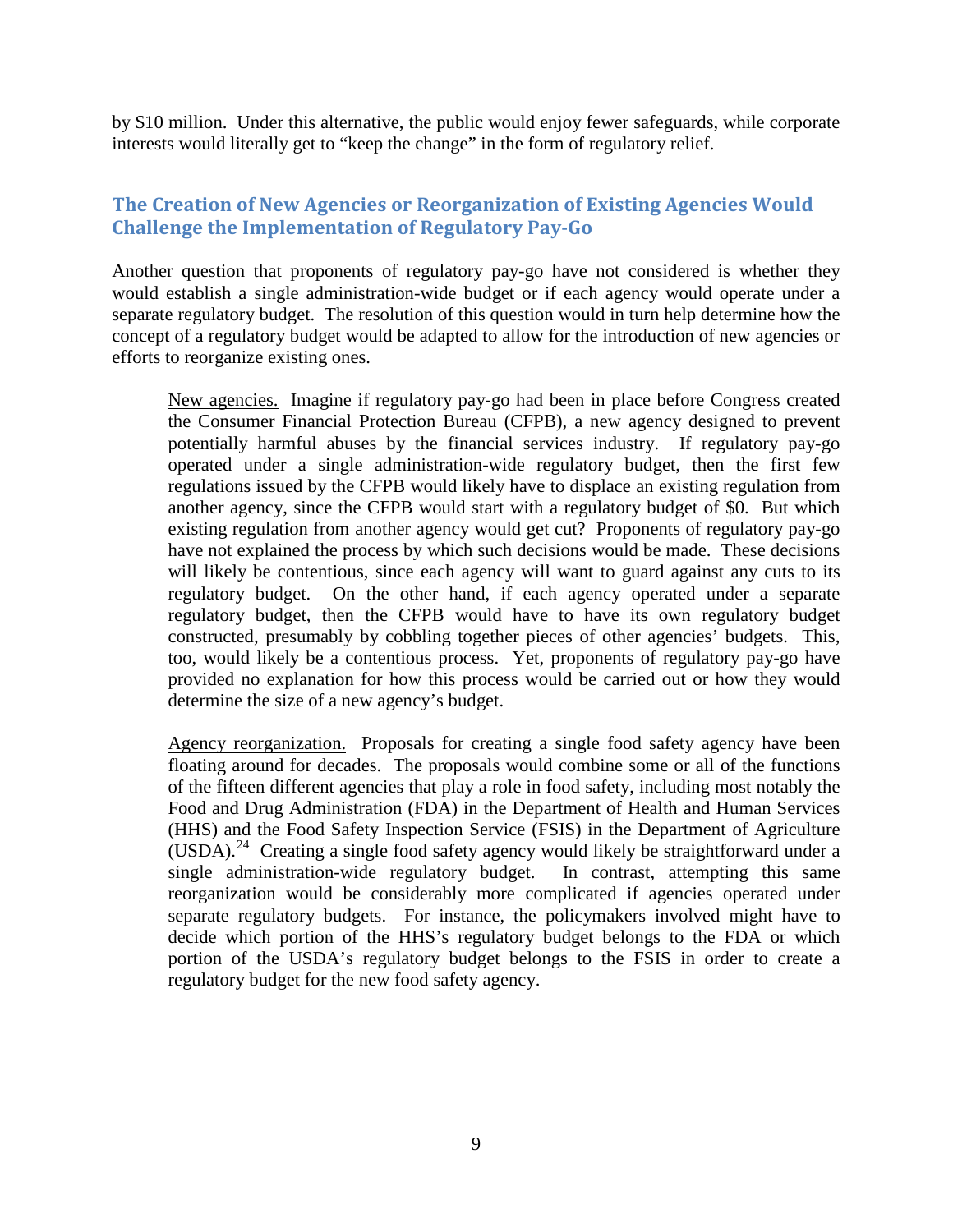by $10 million. Under this alternative, the public would enjoy fewer safeguards, while corporate interests would literally get to "keep the change" in the form of regulatory relief.

## The Creation of New Agencies or Reorganization of Existing Agencies Would Challenge the Implementation of Regulatory Pay-Go

Another question that proponents of regulatory pay-go have not considered is whether they would establish a single administration-wide budget or if each agency would operate under a separate regulatory budget. The resolution of this question would in turn help determine how the concept of a regulatory budget would be adapted to allow for the introduction of new agencies or efforts to reorganize existing ones.

> New agencies. Imagine if regulatory pay-go had been in place before Congress created the Consumer Financial Protection Bureau (CFPB), a new agency designed to prevent potentially harmful abuses by the financial services industry. If regulatory pay-go operated under a single administration-wide regulatory budget, then the first few regulations issued by the CFPB would likely have to displace an existing regulation from another agency, since the CFPB would start with a regulatory budget of $0. But which existing regulation from another agency would get cut? Proponents of regulatory pay-go have not explained the process by which such decisions would be made. These decisions will likely be contentious, since each agency will want to guard against any cuts to its regulatory budget. On the other hand, if each agency operated under a separate regulatory budget, then the CFPB would have to have its own regulatory budget constructed, presumably by cobbling together pieces of other agencies' budgets. This, too, would likely be a contentious process. Yet, proponents of regulatory pay-go have provided no explanation for how this process would be carried out or how they would determine the size of a new agency's budget.
>
> Agency reorganization. Proposals for creating a single food safety agency have been floating around for decades. The proposals would combine some or all of the functions of the fifteen different agencies that play a role in food safety, including most notably the Food and Drug Administration (FDA) in the Department of Health and Human Services (HHS) and the Food Safety Inspection Service (FSIS) in the Department of Agriculture (USDA).[24] Creating a single food safety agency would likely be straightforward under a single administration-wide regulatory budget. In contrast, attempting this same reorganization would be considerably more complicated if agencies operated under separate regulatory budgets. For instance, the policymakers involved might have to decide which portion of the HHS's regulatory budget belongs to the FDA or which portion of the USDA's regulatory budget belongs to the FSIS in order to create a regulatory budget for the new food safety agency.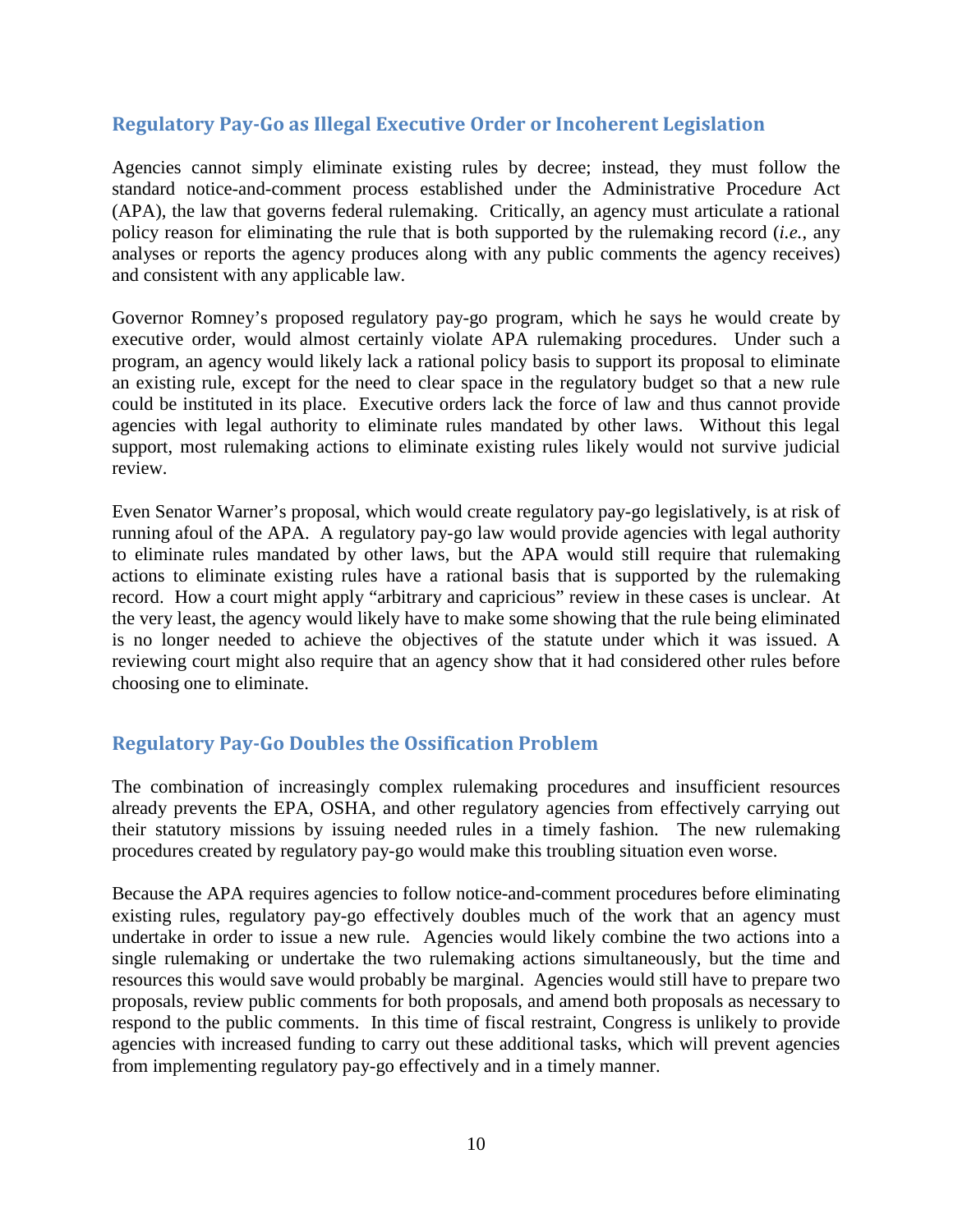## Regulatory Pay-Go as Illegal Executive Order or Incoherent Legislation

Agencies cannot simply eliminate existing rules by decree; instead, they must follow the standard notice-and-comment process established under the Administrative Procedure Act (APA), the law that governs federal rulemaking. Critically, an agency must articulate a rational policy reason for eliminating the rule that is both supported by the rulemaking record (*i.e.,* any analyses or reports the agency produces along with any public comments the agency receives) and consistent with any applicable law.

Governor Romney's proposed regulatory pay-go program, which he says he would create by executive order, would almost certainly violate APA rulemaking procedures. Under such a program, an agency would likely lack a rational policy basis to support its proposal to eliminate an existing rule, except for the need to clear space in the regulatory budget so that a new rule could be instituted in its place. Executive orders lack the force of law and thus cannot provide agencies with legal authority to eliminate rules mandated by other laws. Without this legal support, most rulemaking actions to eliminate existing rules likely would not survive judicial review.

Even Senator Warner's proposal, which would create regulatory pay-go legislatively, is at risk of running afoul of the APA. A regulatory pay-go law would provide agencies with legal authority to eliminate rules mandated by other laws, but the APA would still require that rulemaking actions to eliminate existing rules have a rational basis that is supported by the rulemaking record. How a court might apply "arbitrary and capricious" review in these cases is unclear. At the very least, the agency would likely have to make some showing that the rule being eliminated is no longer needed to achieve the objectives of the statute under which it was issued. A reviewing court might also require that an agency show that it had considered other rules before choosing one to eliminate.

## Regulatory Pay-Go Doubles the Ossification Problem

The combination of increasingly complex rulemaking procedures and insufficient resources already prevents the EPA, OSHA, and other regulatory agencies from effectively carrying out their statutory missions by issuing needed rules in a timely fashion. The new rulemaking procedures created by regulatory pay-go would make this troubling situation even worse.

Because the APA requires agencies to follow notice-and-comment procedures before eliminating existing rules, regulatory pay-go effectively doubles much of the work that an agency must undertake in order to issue a new rule. Agencies would likely combine the two actions into a single rulemaking or undertake the two rulemaking actions simultaneously, but the time and resources this would save would probably be marginal. Agencies would still have to prepare two proposals, review public comments for both proposals, and amend both proposals as necessary to respond to the public comments. In this time of fiscal restraint, Congress is unlikely to provide agencies with increased funding to carry out these additional tasks, which will prevent agencies from implementing regulatory pay-go effectively and in a timely manner.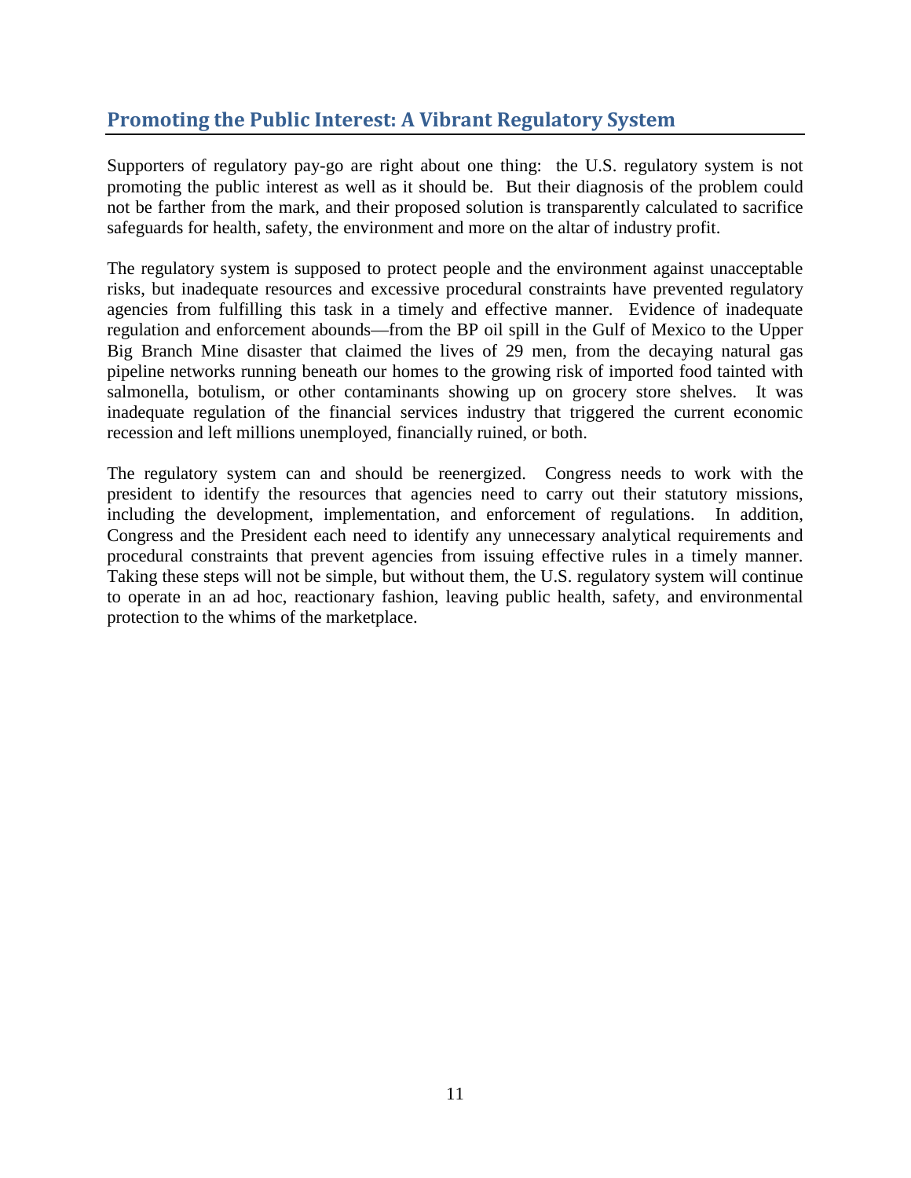## Promoting the Public Interest: A Vibrant Regulatory System

Supporters of regulatory pay-go are right about one thing: the U.S. regulatory system is not promoting the public interest as well as it should be. But their diagnosis of the problem could not be farther from the mark, and their proposed solution is transparently calculated to sacrifice safeguards for health, safety, the environment and more on the altar of industry profit.

The regulatory system is supposed to protect people and the environment against unacceptable risks, but inadequate resources and excessive procedural constraints have prevented regulatory agencies from fulfilling this task in a timely and effective manner. Evidence of inadequate regulation and enforcement abounds—from the BP oil spill in the Gulf of Mexico to the Upper Big Branch Mine disaster that claimed the lives of 29 men, from the decaying natural gas pipeline networks running beneath our homes to the growing risk of imported food tainted with salmonella, botulism, or other contaminants showing up on grocery store shelves. It was inadequate regulation of the financial services industry that triggered the current economic recession and left millions unemployed, financially ruined, or both.

The regulatory system can and should be reenergized. Congress needs to work with the president to identify the resources that agencies need to carry out their statutory missions, including the development, implementation, and enforcement of regulations. In addition, Congress and the President each need to identify any unnecessary analytical requirements and procedural constraints that prevent agencies from issuing effective rules in a timely manner. Taking these steps will not be simple, but without them, the U.S. regulatory system will continue to operate in an ad hoc, reactionary fashion, leaving public health, safety, and environmental protection to the whims of the marketplace.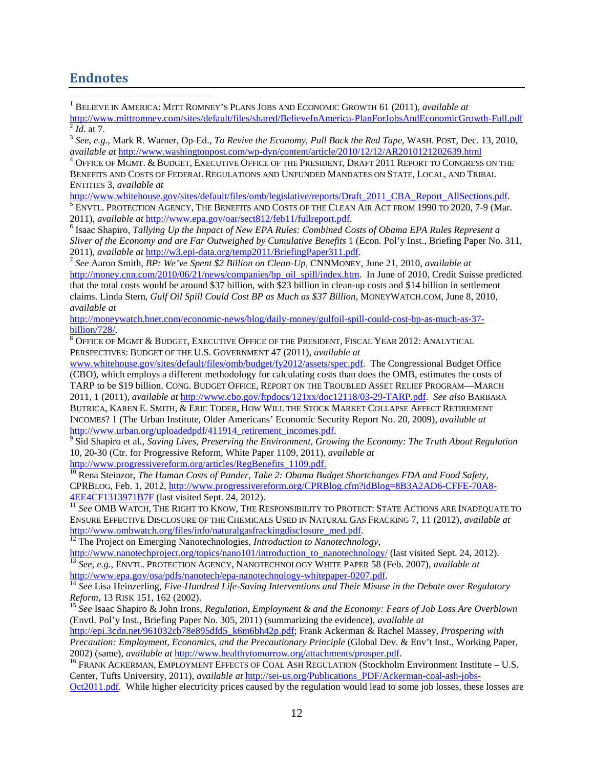## Endnotes

[1] BELIEVE IN AMERICA: MITT ROMNEY'S PLANS JOBS AND ECONOMIC GROWTH 61 (2011), *available at* http://www.mittromney.com/sites/default/files/shared/BelieveInAmerica-PlanForJobsAndEconomicGrowth-Full.pdf

[2] *Id*. at 7.

[3] *See, e.g.*, Mark R. Warner, Op-Ed., *To Revive the Economy, Pull Back the Red Tape*, WASH. POST, Dec. 13, 2010, *available at* http://www.washingtonpost.com/wp-dyn/content/article/2010/12/12/AR2010121202639.html

[4] OFFICE OF MGMT. & BUDGET, EXECUTIVE OFFICE OF THE PRESIDENT, DRAFT 2011 REPORT TO CONGRESS ON THE BENEFITS AND COSTS OF FEDERAL REGULATIONS AND UNFUNDED MANDATES ON STATE, LOCAL, AND TRIBAL ENTITIES 3, *available at* http://www.whitehouse.gov/sites/default/files/omb/legislative/reports/Draft_2011_CBA_Report_AllSections.pdf.

[5] ENVTL. PROTECTION AGENCY, THE BENEFITS AND COSTS OF THE CLEAN AIR ACT FROM 1990 TO 2020, 7-9 (Mar. 2011), *available at* http://www.epa.gov/oar/sect812/feb11/fullreport.pdf.

[6] Isaac Shapiro, *Tallying Up the Impact of New EPA Rules: Combined Costs of Obama EPA Rules Represent a Sliver of the Economy and are Far Outweighed by Cumulative Benefits* 1 (Econ. Pol'y Inst., Briefing Paper No. 311, 2011), *available at* http://w3.epi-data.org/temp2011/BriefingPaper311.pdf.

[7] *See* Aaron Smith, *BP: We've Spent $2 Billion on Clean-Up*, CNNMONEY, June 21, 2010, *available at* http://money.cnn.com/2010/06/21/news/companies/bp_oil_spill/index.htm. In June of 2010, Credit Suisse predicted that the total costs would be around $37 billion, with $23 billion in clean-up costs and $14 billion in settlement claims. Linda Stern, *Gulf Oil Spill Could Cost BP as Much as $37 Billion*, MONEYWATCH.COM, June 8, 2010, *available at* http://moneywatch.bnet.com/economic-news/blog/daily-money/gulfoil-spill-could-cost-bp-as-much-as-37-billion/728/.

[8] OFFICE OF MGMT & BUDGET, EXECUTIVE OFFICE OF THE PRESIDENT, FISCAL YEAR 2012: ANALYTICAL PERSPECTIVES: BUDGET OF THE U.S. GOVERNMENT 47 (2011), *available at* www.whitehouse.gov/sites/default/files/omb/budget/fy2012/assets/spec.pdf. The Congressional Budget Office (CBO), which employs a different methodology for calculating costs than does the OMB, estimates the costs of TARP to be $19 billion. CONG. BUDGET OFFICE, REPORT ON THE TROUBLED ASSET RELIEF PROGRAM—MARCH 2011, 1 (2011), *available at* http://www.cbo.gov/ftpdocs/121xx/doc12118/03-29-TARP.pdf. *See also* BARBARA BUTRICA, KAREN E. SMITH, & ERIC TODER, HOW WILL THE STOCK MARKET COLLAPSE AFFECT RETIREMENT INCOMES? 1 (The Urban Institute, Older Americans' Economic Security Report No. 20, 2009), *available at* http://www.urban.org/uploadedpdf/411914_retirement_incomes.pdf.

[9] Sid Shapiro et al., *Saving Lives, Preserving the Environment, Growing the Economy: The Truth About Regulation* 10, 20-30 (Ctr. for Progressive Reform, White Paper 1109, 2011), *available at* http://www.progressivereform.org/articles/RegBenefits_1109.pdf.

[10] Rena Steinzor, *The Human Costs of Pander, Take 2: Obama Budget Shortchanges FDA and Food Safety*, CPRBLOG, Feb. 1, 2012, http://www.progressivereform.org/CPRBlog.cfm?idBlog=8B3A2AD6-CFFE-70A8-4EE4CF1313971B7F (last visited Sept. 24, 2012).

[11] *See* OMB WATCH, THE RIGHT TO KNOW, THE RESPONSIBILITY TO PROTECT: STATE ACTIONS ARE INADEQUATE TO ENSURE EFFECTIVE DISCLOSURE OF THE CHEMICALS USED IN NATURAL GAS FRACKING 7, 11 (2012), *available at* http://www.ombwatch.org/files/info/naturalgasfrackingdisclosure_med.pdf.

[12] The Project on Emerging Nanotechnologies, *Introduction to Nanotechnology*, http://www.nanotechproject.org/topics/nano101/introduction_to_nanotechnology/ (last visited Sept. 24, 2012).

[13] *See, e.g.*, ENVTL. PROTECTION AGENCY, NANOTECHNOLOGY WHITE PAPER 58 (Feb. 2007), *available at* http://www.epa.gov/osa/pdfs/nanotech/epa-nanotechnology-whitepaper-0207.pdf.

[14] *See* Lisa Heinzerling, *Five-Hundred Life-Saving Interventions and Their Misuse in the Debate over Regulatory Reform*, 13 RISK 151, 162 (2002).

[15] *See* Isaac Shapiro & John Irons, *Regulation, Employment & and the Economy: Fears of Job Loss Are Overblown* (Envtl. Pol'y Inst., Briefing Paper No. 305, 2011) (summarizing the evidence), *available at* http://epi.3cdn.net/961032cb78e895dfd5_k6m6bh42p.pdf; Frank Ackerman & Rachel Massey, *Prospering with Precaution: Employment, Economics, and the Precautionary Principle* (Global Dev. & Env't Inst., Working Paper, 2002) (same), *available at* http://www.healthytomorrow.org/attachments/prosper.pdf.

[16] FRANK ACKERMAN, EMPLOYMENT EFFECTS OF COAL ASH REGULATION (Stockholm Environment Institute – U.S. Center, Tufts University, 2011), *available at* http://sei-us.org/Publications_PDF/Ackerman-coal-ash-jobs-Oct2011.pdf. While higher electricity prices caused by the regulation would lead to some job losses, these losses are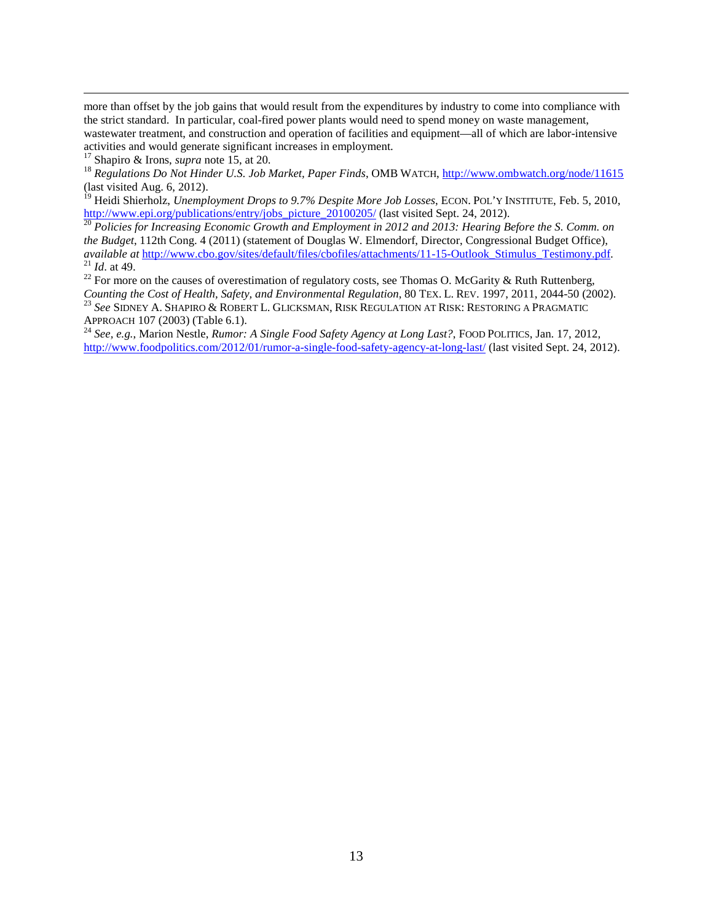more than offset by the job gains that would result from the expenditures by industry to come into compliance with the strict standard. In particular, coal-fired power plants would need to spend money on waste management, wastewater treatment, and construction and operation of facilities and equipment—all of which are labor-intensive activities and would generate significant increases in employment.

[17] Shapiro & Irons, *supra* note 15, at 20.

[18] *Regulations Do Not Hinder U.S. Job Market, Paper Finds*, OMB WATCH, http://www.ombwatch.org/node/11615 (last visited Aug. 6, 2012).

[19] Heidi Shierholz, *Unemployment Drops to 9.7% Despite More Job Losses*, ECON. POL'Y INSTITUTE, Feb. 5, 2010, http://www.epi.org/publications/entry/jobs_picture_20100205/ (last visited Sept. 24, 2012).

[20] *Policies for Increasing Economic Growth and Employment in 2012 and 2013: Hearing Before the S. Comm. on the Budget*, 112th Cong. 4 (2011) (statement of Douglas W. Elmendorf, Director, Congressional Budget Office), *available at* http://www.cbo.gov/sites/default/files/cbofiles/attachments/11-15-Outlook_Stimulus_Testimony.pdf.

[21] *Id*. at 49.

[22] For more on the causes of overestimation of regulatory costs, see Thomas O. McGarity & Ruth Ruttenberg, *Counting the Cost of Health, Safety, and Environmental Regulation*, 80 TEX. L. REV. 1997, 2011, 2044-50 (2002).

[23] *See* SIDNEY A. SHAPIRO & ROBERT L. GLICKSMAN, RISK REGULATION AT RISK: RESTORING A PRAGMATIC APPROACH 107 (2003) (Table 6.1).

[24] *See*, *e.g.*, Marion Nestle, *Rumor: A Single Food Safety Agency at Long Last?*, FOOD POLITICS, Jan. 17, 2012, http://www.foodpolitics.com/2012/01/rumor-a-single-food-safety-agency-at-long-last/ (last visited Sept. 24, 2012).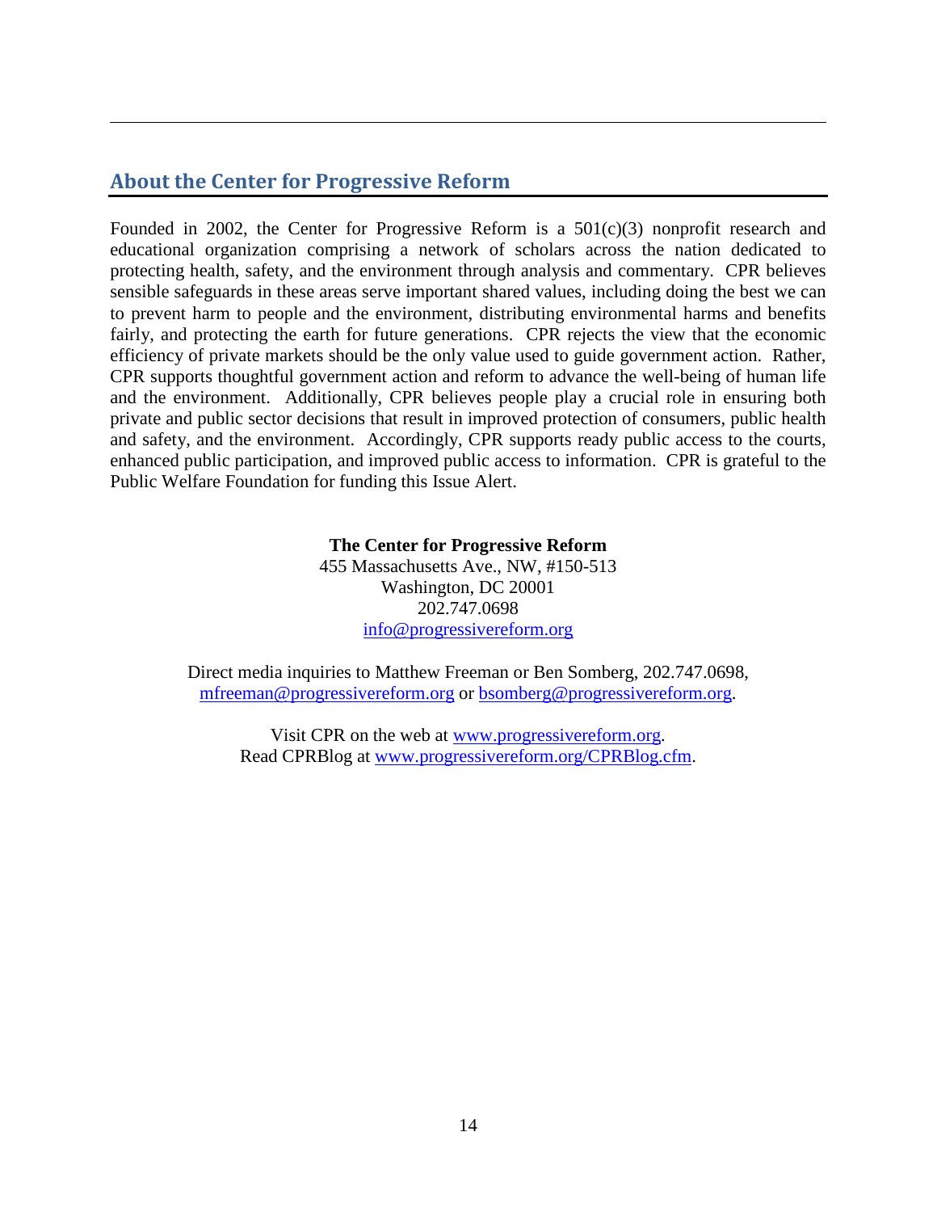## About the Center for Progressive Reform

Founded in 2002, the Center for Progressive Reform is a 501(c)(3) nonprofit research and educational organization comprising a network of scholars across the nation dedicated to protecting health, safety, and the environment through analysis and commentary. CPR believes sensible safeguards in these areas serve important shared values, including doing the best we can to prevent harm to people and the environment, distributing environmental harms and benefits fairly, and protecting the earth for future generations. CPR rejects the view that the economic efficiency of private markets should be the only value used to guide government action. Rather, CPR supports thoughtful government action and reform to advance the well-being of human life and the environment. Additionally, CPR believes people play a crucial role in ensuring both private and public sector decisions that result in improved protection of consumers, public health and safety, and the environment. Accordingly, CPR supports ready public access to the courts, enhanced public participation, and improved public access to information. CPR is grateful to the Public Welfare Foundation for funding this Issue Alert.

**The Center for Progressive Reform**
455 Massachusetts Ave., NW, #150-513
Washington, DC 20001
202.747.0698
info@progressivereform.org

Direct media inquiries to Matthew Freeman or Ben Somberg, 202.747.0698, mfreeman@progressivereform.org or bsomberg@progressivereform.org.

Visit CPR on the web at www.progressivereform.org.
Read CPRBlog at www.progressivereform.org/CPRBlog.cfm.